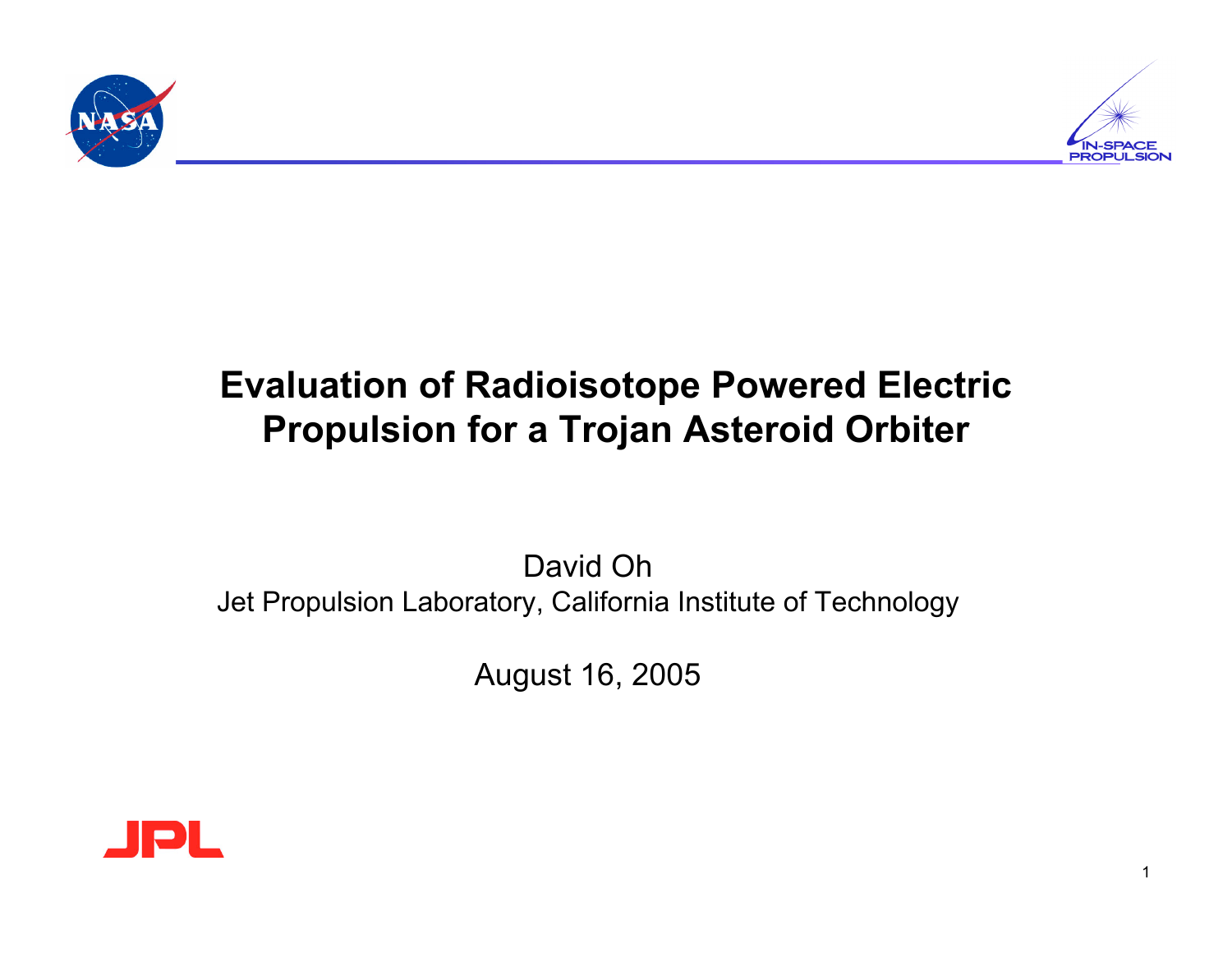# Evaluation of Radioisotope Powered Electric Propulsion for a Trojan Asteroid Orbiter

David Oh

Jet Propulsion Laboratory, California Institute of Technology

August 16, 2005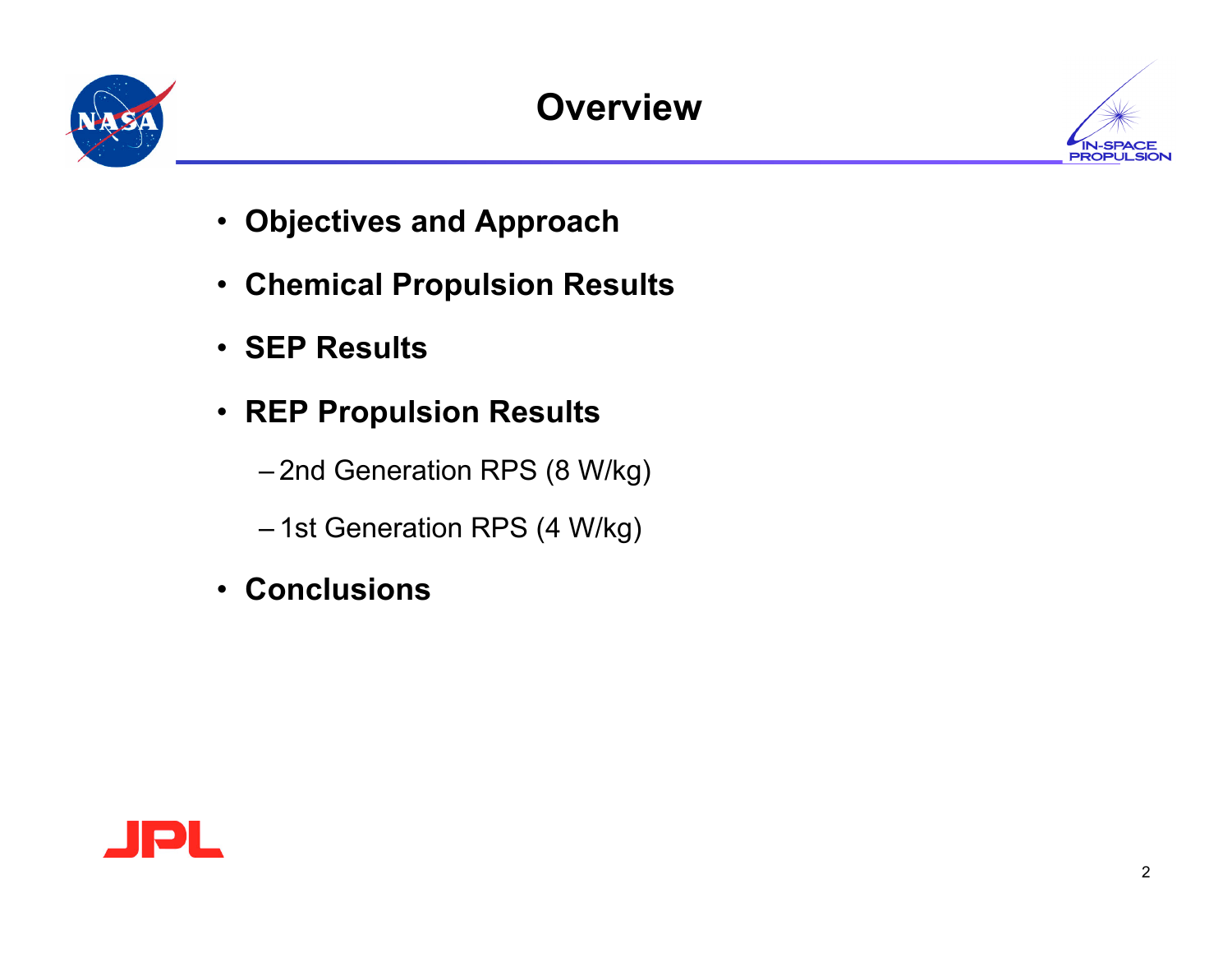# Overview

- **Objectives and Approach**
- **Chemical Propulsion Results**
- **SEP Results**
- **REP Propulsion Results**
  - 2nd Generation RPS (8 W/kg)
  - 1st Generation RPS (4 W/kg)
- **Conclusions**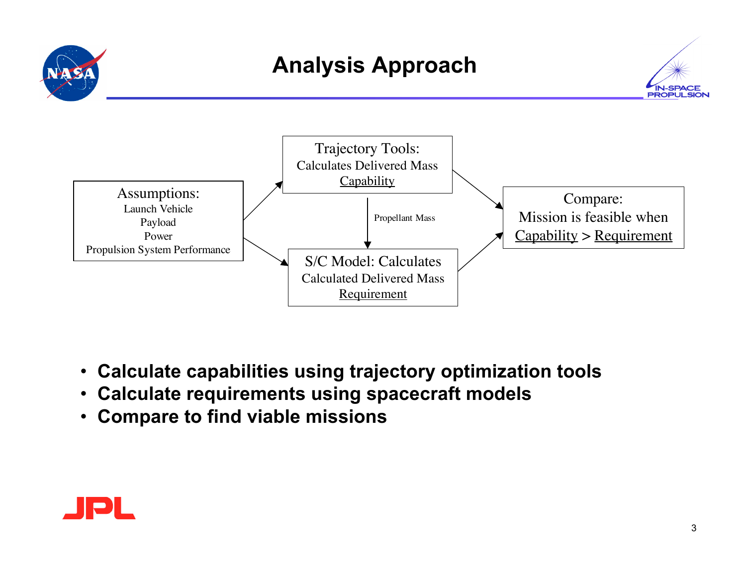# Analysis Approach

Assumptions:
Launch Vehicle
Payload
Power
Propulsion System Performance

Trajectory Tools:
Calculates Delivered Mass
Capability

Propellant Mass

S/C Model: Calculates
Calculated Delivered Mass
Requirement

Compare:
Mission is feasible when
Capability > Requirement

- **Calculate capabilities using trajectory optimization tools**
- **Calculate requirements using spacecraft models**
- **Compare to find viable missions**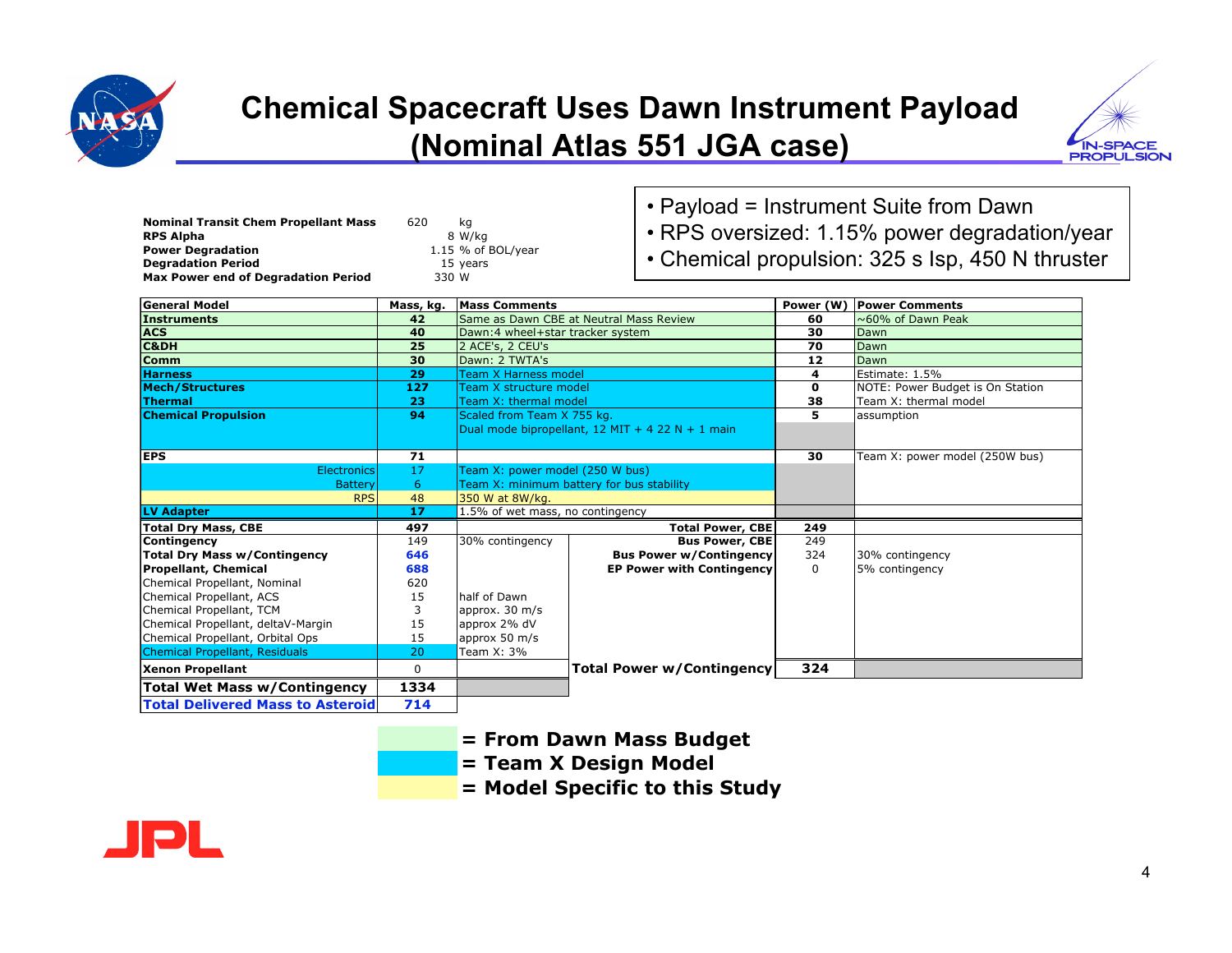# Chemical Spacecraft Uses Dawn Instrument Payload (Nominal Atlas 551 JGA case)

| | | |
|---|---|---|
| **Nominal Transit Chem Propellant Mass** | 620 | kg |
| **RPS Alpha** | 8 | W/kg |
| **Power Degradation** | 1.15 | % of BOL/year |
| **Degradation Period** | 15 | years |
| **Max Power end of Degradation Period** | 330 | W |

- Payload = Instrument Suite from Dawn
- RPS oversized: 1.15% power degradation/year
- Chemical propulsion: 325 s Isp, 450 N thruster

| General Model | Mass, kg. | Mass Comments | | Power (W) | Power Comments |
|---|---|---|---|---|---|
| **Instruments** | **42** | Same as Dawn CBE at Neutral Mass Review | | **60** | ~60% of Dawn Peak |
| **ACS** | **40** | Dawn:4 wheel+star tracker system | | **30** | Dawn |
| **C&DH** | **25** | 2 ACE's, 2 CEU's | | **70** | Dawn |
| **Comm** | **30** | Dawn: 2 TWTA's | | **12** | Dawn |
| **Harness** | **29** | Team X Harness model | | **4** | Estimate: 1.5% |
| **Mech/Structures** | **127** | Team X structure model | | **0** | NOTE: Power Budget is On Station |
| **Thermal** | **23** | Team X: thermal model | | **38** | Team X: thermal model |
| **Chemical Propulsion** | **94** | Scaled from Team X 755 kg. Dual mode bipropellant, 12 MIT + 4 22 N + 1 main | | **5** | assumption |
| **EPS** | **71** | | | **30** | Team X: power model (250W bus) |
| Electronics | 17 | Team X: power model (250 W bus) | | | |
| Battery | 6 | Team X: minimum battery for bus stability | | | |
| RPS | 48 | 350 W at 8W/kg. | | | |
| **LV Adapter** | **17** | 1.5% of wet mass, no contingency | | | |
| **Total Dry Mass, CBE** | **497** | | **Total Power, CBE** | **249** | |
| **Contingency** | 149 | 30% contingency | **Bus Power, CBE** | 249 | |
| **Total Dry Mass w/Contingency** | **646** | | **Bus Power w/Contingency** | 324 | 30% contingency |
| **Propellant, Chemical** | **688** | | **EP Power with Contingency** | 0 | 5% contingency |
| Chemical Propellant, Nominal | 620 | | | | |
| Chemical Propellant, ACS | 15 | half of Dawn | | | |
| Chemical Propellant, TCM | 3 | approx. 30 m/s | | | |
| Chemical Propellant, deltaV-Margin | 15 | approx 2% dV | | | |
| Chemical Propellant, Orbital Ops | 15 | approx 50 m/s | | | |
| Chemical Propellant, Residuals | 20 | Team X: 3% | | | |
| **Xenon Propellant** | 0 | | **Total Power w/Contingency** | **324** | |
| **Total Wet Mass w/Contingency** | **1334** | | | | |
| **Total Delivered Mass to Asteroid** | **714** | | | | |

**= From Dawn Mass Budget**

**= Team X Design Model**

**= Model Specific to this Study**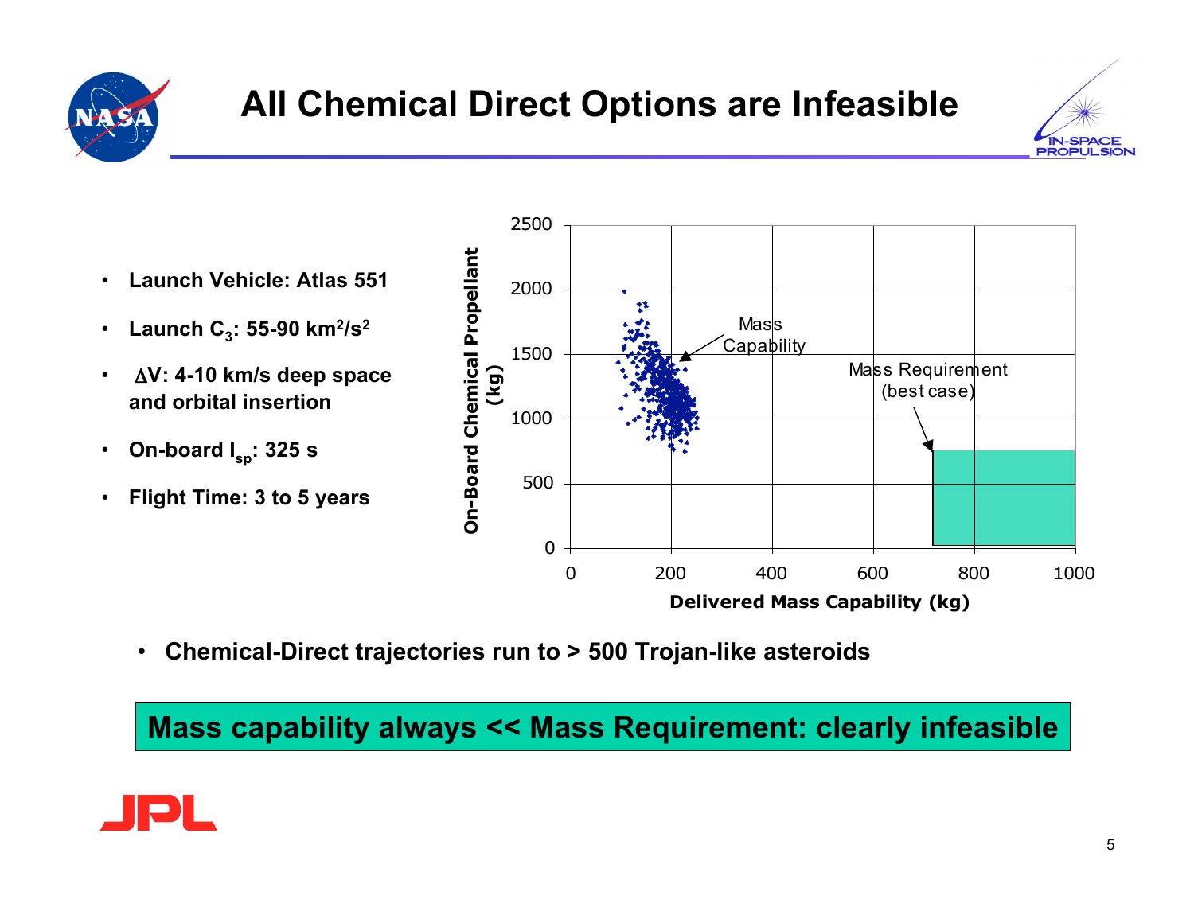# All Chemical Direct Options are Infeasible

- **Launch Vehicle: Atlas 551**
- **Launch $C_3$: 55-90 $km^2/s^2$**
- **$\Delta V$: 4-10 km/s deep space and orbital insertion**
- **On-board $I_{sp}$: 325 s**
- **Flight Time: 3 to 5 years**

- **Chemical-Direct trajectories run to > 500 Trojan-like asteroids**

**Mass capability always << Mass Requirement: clearly infeasible**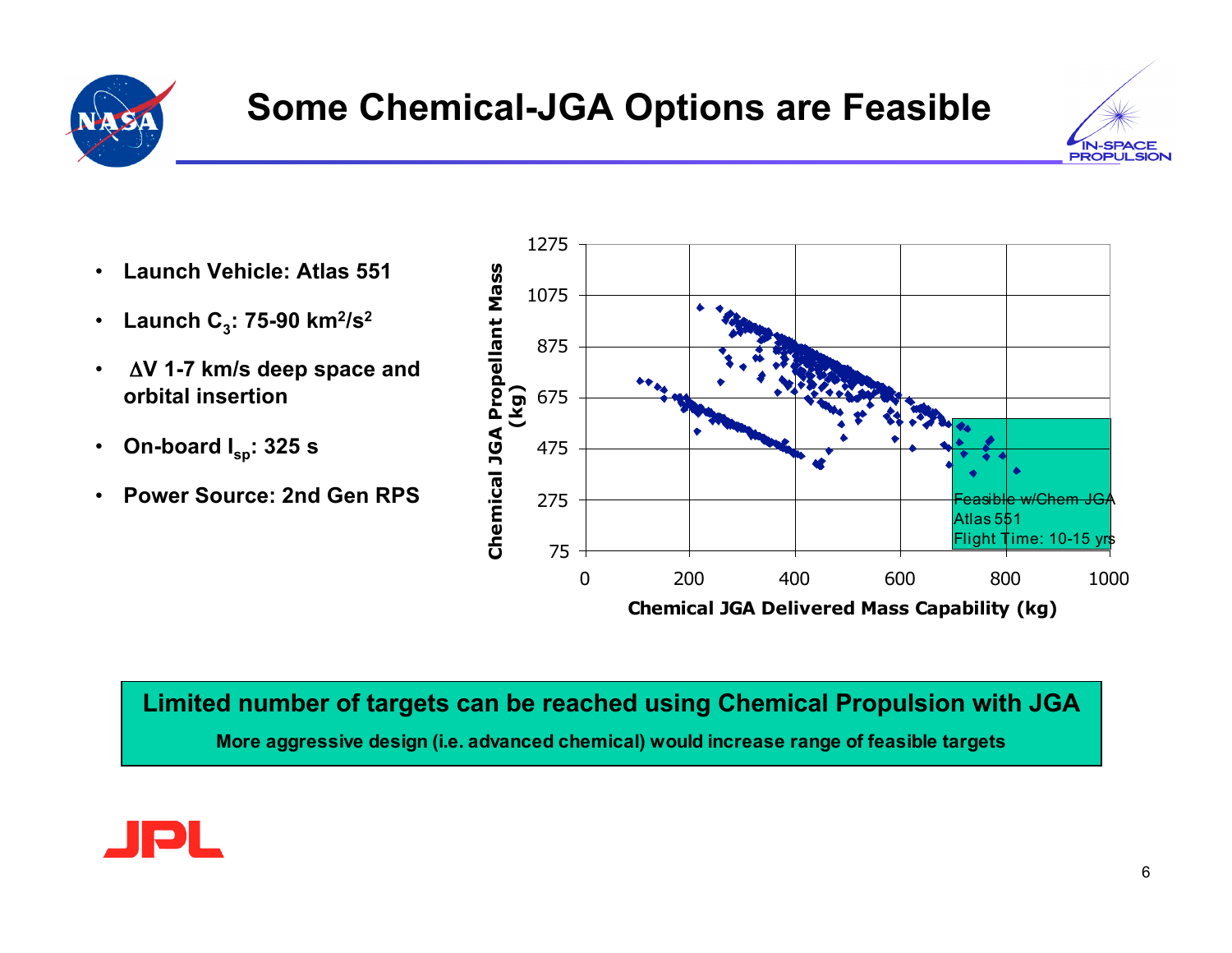# Some Chemical-JGA Options are Feasible

- **Launch Vehicle: Atlas 551**
- **Launch $C_3$: 75-90 $km^2/s^2$**
- **$\Delta V$ 1-7 km/s deep space and orbital insertion**
- **On-board $I_{sp}$: 325 s**
- **Power Source: 2nd Gen RPS**

Chemical JGA Propellant Mass (kg)

Chemical JGA Delivered Mass Capability (kg)

Feasible w/Chem JGA
Atlas 551
Flight Time: 10-15 yrs

**Limited number of targets can be reached using Chemical Propulsion with JGA**

**More aggressive design (i.e. advanced chemical) would increase range of feasible targets**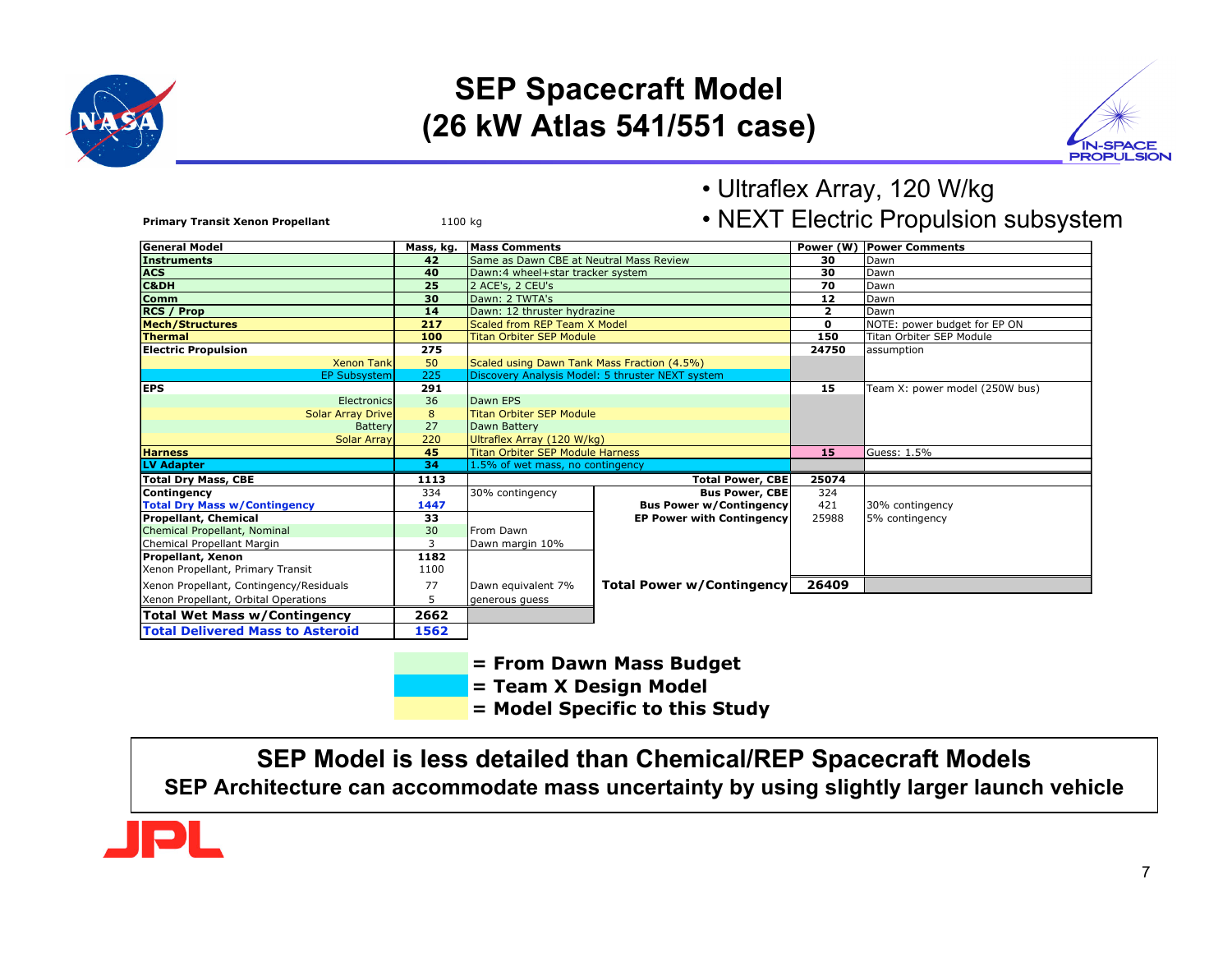# SEP Spacecraft Model (26 kW Atlas 541/551 case)

- Ultraflex Array, 120 W/kg
- NEXT Electric Propulsion subsystem

**Primary Transit Xenon Propellant** 1100 kg

| General Model | Mass, kg. | Mass Comments | | Power (W) | Power Comments |
|---|---|---|---|---|---|
| **Instruments** | **42** | Same as Dawn CBE at Neutral Mass Review | | **30** | Dawn |
| **ACS** | **40** | Dawn:4 wheel+star tracker system | | **30** | Dawn |
| **C&DH** | **25** | 2 ACE's, 2 CEU's | | **70** | Dawn |
| **Comm** | **30** | Dawn: 2 TWTA's | | **12** | Dawn |
| **RCS / Prop** | **14** | Dawn: 12 thruster hydrazine | | **2** | Dawn |
| **Mech/Structures** | **217** | Scaled from REP Team X Model | | **0** | NOTE: power budget for EP ON |
| **Thermal** | **100** | Titan Orbiter SEP Module | | **150** | Titan Orbiter SEP Module |
| **Electric Propulsion** | **275** | | | **24750** | assumption |
| Xenon Tank | 50 | Scaled using Dawn Tank Mass Fraction (4.5%) | | | |
| EP Subsystem | 225 | Discovery Analysis Model: 5 thruster NEXT system | | | |
| **EPS** | **291** | | | **15** | Team X: power model (250W bus) |
| Electronics | 36 | Dawn EPS | | | |
| Solar Array Drive | 8 | Titan Orbiter SEP Module | | | |
| Battery | 27 | Dawn Battery | | | |
| Solar Array | 220 | Ultraflex Array (120 W/kg) | | | |
| **Harness** | **45** | Titan Orbiter SEP Module Harness | | **15** | Guess: 1.5% |
| **LV Adapter** | **34** | 1.5% of wet mass, no contingency | | | |
| **Total Dry Mass, CBE** | **1113** | | **Total Power, CBE** | **25074** | |
| **Contingency** | 334 | 30% contingency | **Bus Power, CBE** | 324 | |
| **Total Dry Mass w/Contingency** | **1447** | | **Bus Power w/Contingency** | 421 | 30% contingency |
| **Propellant, Chemical** | **33** | | **EP Power with Contingency** | 25988 | 5% contingency |
| Chemical Propellant, Nominal | 30 | From Dawn | | | |
| Chemical Propellant Margin | 3 | Dawn margin 10% | | | |
| **Propellant, Xenon** | **1182** | | | | |
| Xenon Propellant, Primary Transit | 1100 | | | | |
| Xenon Propellant, Contingency/Residuals | 77 | Dawn equivalent 7% | **Total Power w/Contingency** | **26409** | |
| Xenon Propellant, Orbital Operations | 5 | generous guess | | | |
| **Total Wet Mass w/Contingency** | **2662** | | | | |
| **Total Delivered Mass to Asteroid** | **1562** | | | | |

**= From Dawn Mass Budget**
**= Team X Design Model**
**= Model Specific to this Study**

**SEP Model is less detailed than Chemical/REP Spacecraft Models**
**SEP Architecture can accommodate mass uncertainty by using slightly larger launch vehicle**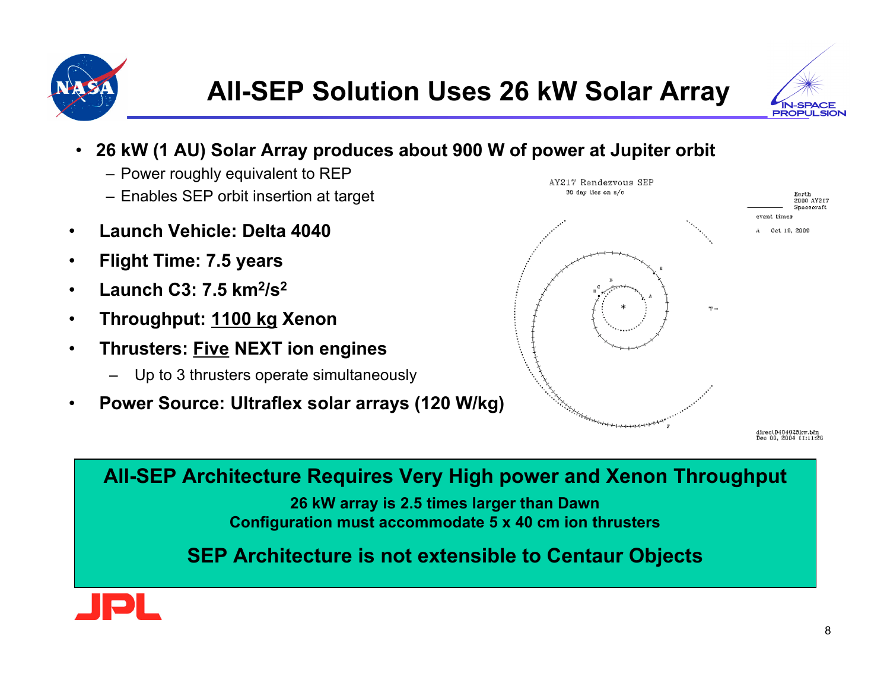# All-SEP Solution Uses 26 kW Solar Array

- **26 kW (1 AU) Solar Array produces about 900 W of power at Jupiter orbit**
  - Power roughly equivalent to REP
  - Enables SEP orbit insertion at target
- **Launch Vehicle: Delta 4040**
- **Flight Time: 7.5 years**
- **Launch C3: 7.5 km$^2$/s$^2$**
- **Throughput: <u>1100 kg</u> Xenon**
- **Thrusters: <u>Five</u> NEXT ion engines**
  - Up to 3 thrusters operate simultaneously
- **Power Source: Ultraflex solar arrays (120 W/kg)**

AY217 Rendezvous SEP
30 day tics on s/c

Earth
2000 AY217
Spacecraft

event times
A Oct 19, 2009

direct.D404025kw.bin
Dec 06, 2004 11:11:26

**All-SEP Architecture Requires Very High power and Xenon Throughput**

**26 kW array is 2.5 times larger than Dawn**
**Configuration must accommodate 5 x 40 cm ion thrusters**

**SEP Architecture is not extensible to Centaur Objects**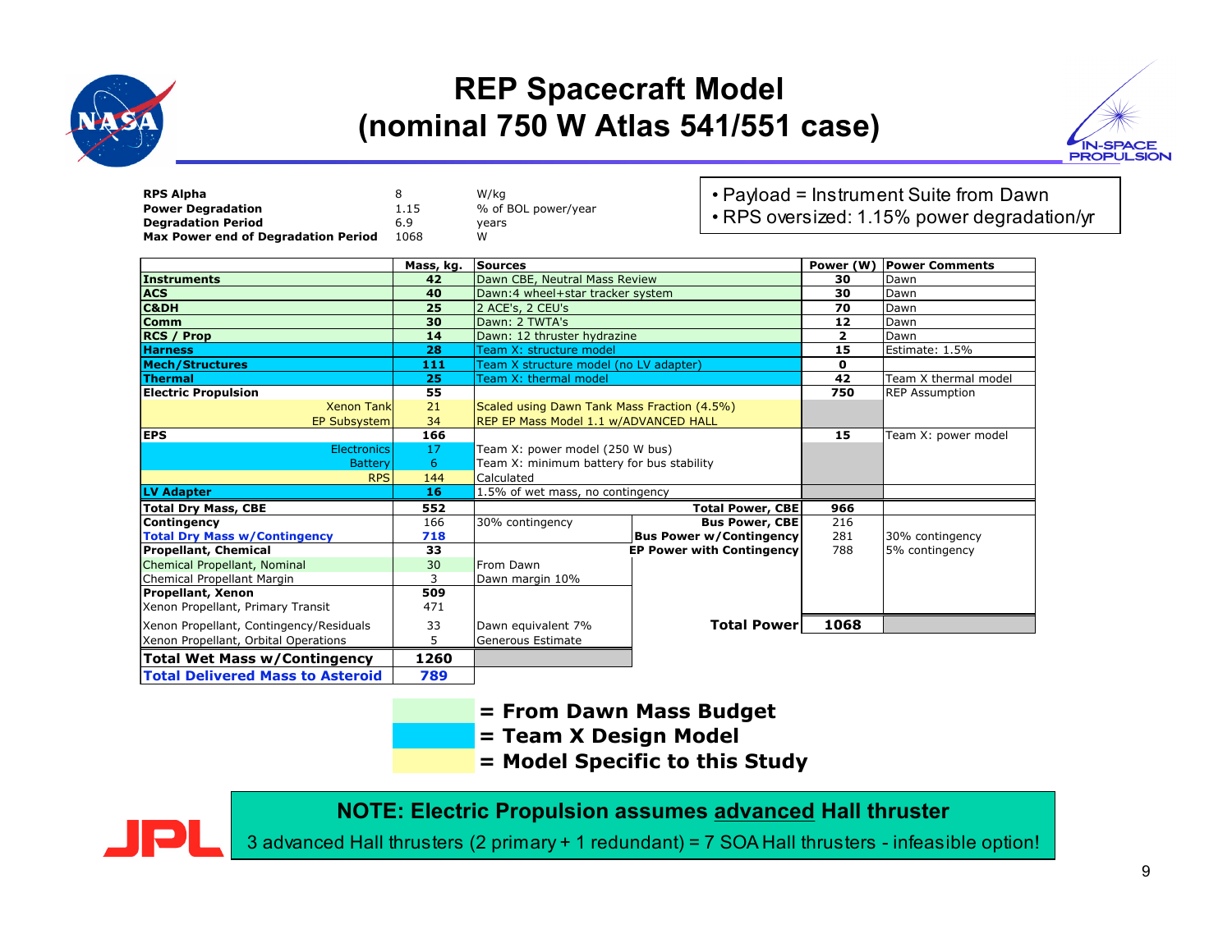# REP Spacecraft Model (nominal 750 W Atlas 541/551 case)

| | | |
|---|---|---|
| **RPS Alpha** | 8 | W/kg |
| **Power Degradation** | 1.15 | % of BOL power/year |
| **Degradation Period** | 6.9 | years |
| **Max Power end of Degradation Period** | 1068 | W |

- Payload = Instrument Suite from Dawn
- RPS oversized: 1.15% power degradation/yr

| | Mass, kg. | Sources | | Power (W) | Power Comments |
|---|---|---|---|---|---|
| **Instruments** | **42** | Dawn CBE, Neutral Mass Review | | **30** | Dawn |
| **ACS** | **40** | Dawn:4 wheel+star tracker system | | **30** | Dawn |
| **C&DH** | **25** | 2 ACE's, 2 CEU's | | **70** | Dawn |
| **Comm** | **30** | Dawn: 2 TWTA's | | **12** | Dawn |
| **RCS / Prop** | **14** | Dawn: 12 thruster hydrazine | | **2** | Dawn |
| **Harness** | **28** | Team X: structure model | | **15** | Estimate: 1.5% |
| **Mech/Structures** | **111** | Team X structure model (no LV adapter) | | **0** | |
| **Thermal** | **25** | Team X: thermal model | | **42** | Team X thermal model |
| **Electric Propulsion** | **55** | | | **750** | REP Assumption |
| Xenon Tank | 21 | Scaled using Dawn Tank Mass Fraction (4.5%) | | | |
| EP Subsystem | 34 | REP EP Mass Model 1.1 w/ADVANCED HALL | | | |
| **EPS** | **166** | | | **15** | Team X: power model |
| Electronics | 17 | Team X: power model (250 W bus) | | | |
| Battery | 6 | Team X: minimum battery for bus stability | | | |
| RPS | 144 | Calculated | | | |
| **LV Adapter** | **16** | 1.5% of wet mass, no contingency | | | |
| **Total Dry Mass, CBE** | **552** | | **Total Power, CBE** | **966** | |
| **Contingency** | 166 | 30% contingency | **Bus Power, CBE** | 216 | |
| **Total Dry Mass w/Contingency** | **718** | | **Bus Power w/Contingency** | 281 | 30% contingency |
| **Propellant, Chemical** | **33** | | **EP Power with Contingency** | 788 | 5% contingency |
| Chemical Propellant, Nominal | 30 | From Dawn | | | |
| Chemical Propellant Margin | 3 | Dawn margin 10% | | | |
| **Propellant, Xenon** | **509** | | | | |
| Xenon Propellant, Primary Transit | 471 | | | | |
| Xenon Propellant, Contingency/Residuals | 33 | Dawn equivalent 7% | **Total Power** | **1068** | |
| Xenon Propellant, Orbital Operations | 5 | Generous Estimate | | | |
| **Total Wet Mass w/Contingency** | **1260** | | | | |
| **Total Delivered Mass to Asteroid** | **789** | | | | |

- **= From Dawn Mass Budget** (light green)
- **= Team X Design Model** (blue)
- **= Model Specific to this Study** (yellow)

**NOTE: Electric Propulsion assumes advanced Hall thruster**

3 advanced Hall thrusters (2 primary + 1 redundant) = 7 SOA Hall thrusters - infeasible option!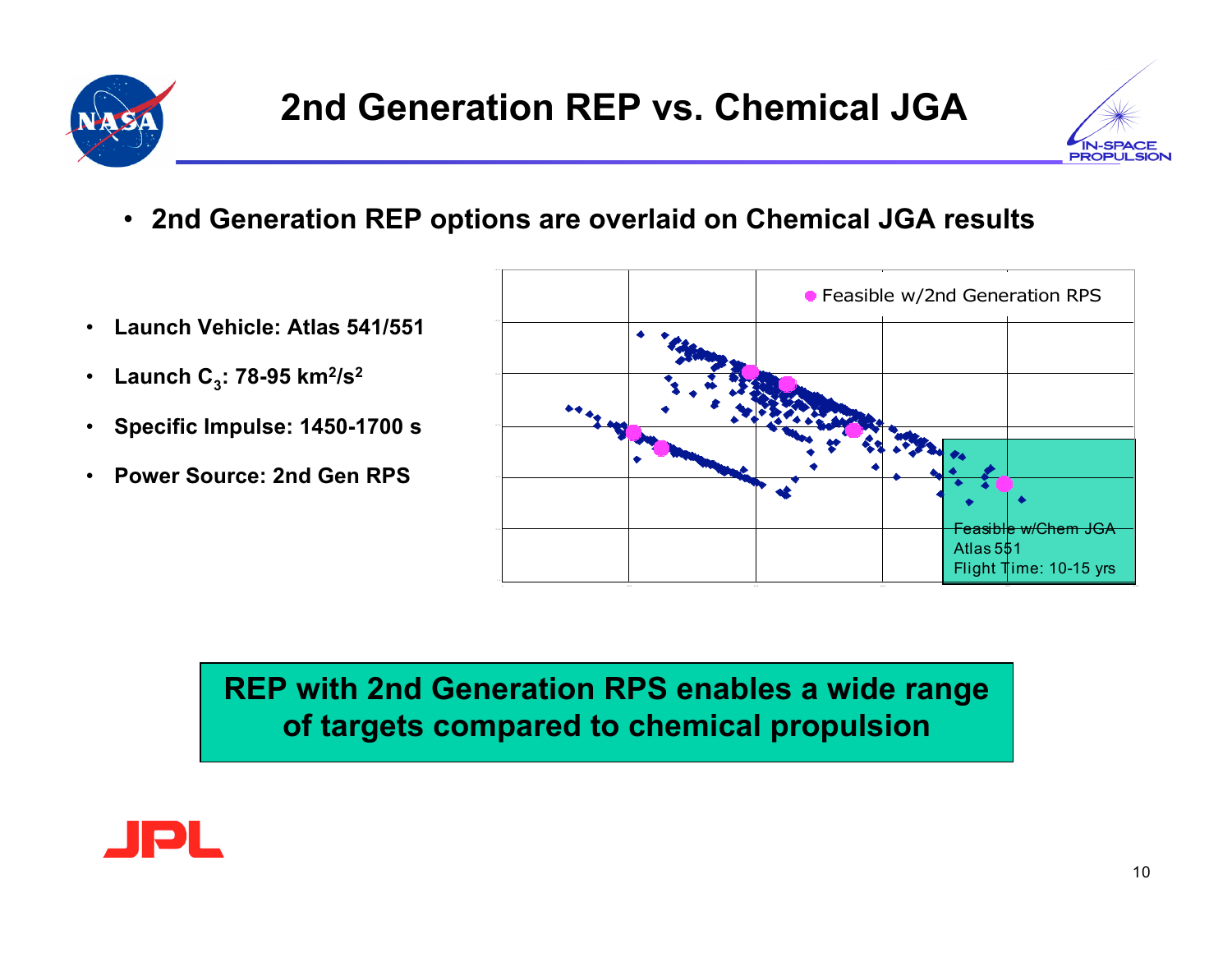# 2nd Generation REP vs. Chemical JGA

- **2nd Generation REP options are overlaid on Chemical JGA results**

- **Launch Vehicle: Atlas 541/551**
- **Launch $C_3$: 78-95 $km^2/s^2$**
- **Specific Impulse: 1450-1700 s**
- **Power Source: 2nd Gen RPS**

Feasible w/2nd Generation RPS

Feasible w/Chem JGA
Atlas 551
Flight Time: 10-15 yrs

**REP with 2nd Generation RPS enables a wide range of targets compared to chemical propulsion**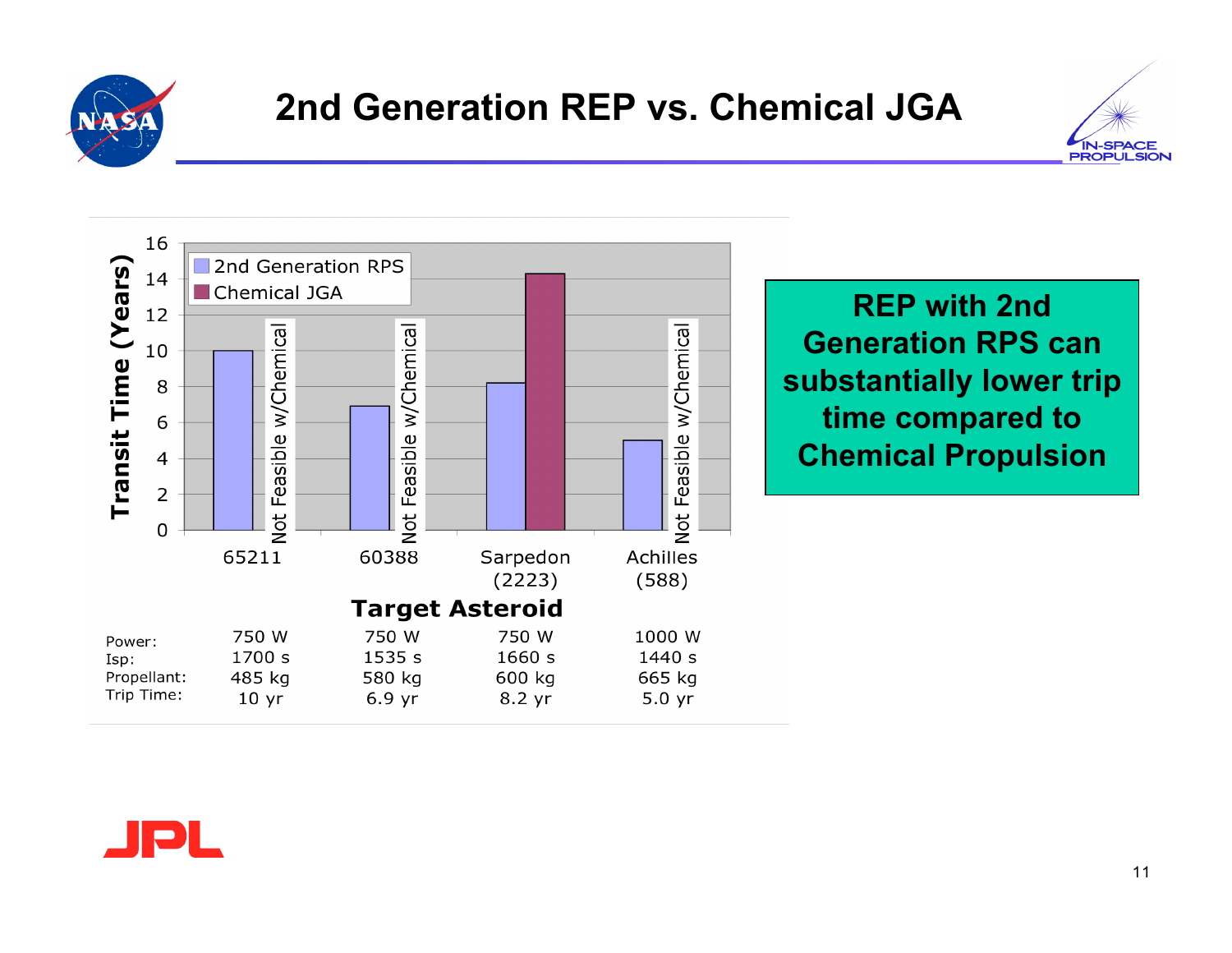# 2nd Generation REP vs. Chemical JGA

**Transit Time (Years) by Target Asteroid**

| Target Asteroid | 2nd Generation RPS | Chemical JGA |
|---|---|---|
| 65211 | 10 | Not Feasible w/Chemical |
| 60388 | 6.9 | Not Feasible w/Chemical |
| Sarpedon (2223) | 8.2 | ~14.3 |
| Achilles (588) | 5.0 | Not Feasible w/Chemical |

| | 65211 | 60388 | Sarpedon (2223) | Achilles (588) |
|---|---|---|---|---|
| Power: | 750 W | 750 W | 750 W | 1000 W |
| Isp: | 1700 s | 1535 s | 1660 s | 1440 s |
| Propellant: | 485 kg | 580 kg | 600 kg | 665 kg |
| Trip Time: | 10 yr | 6.9 yr | 8.2 yr | 5.0 yr |

**REP with 2nd Generation RPS can substantially lower trip time compared to Chemical Propulsion**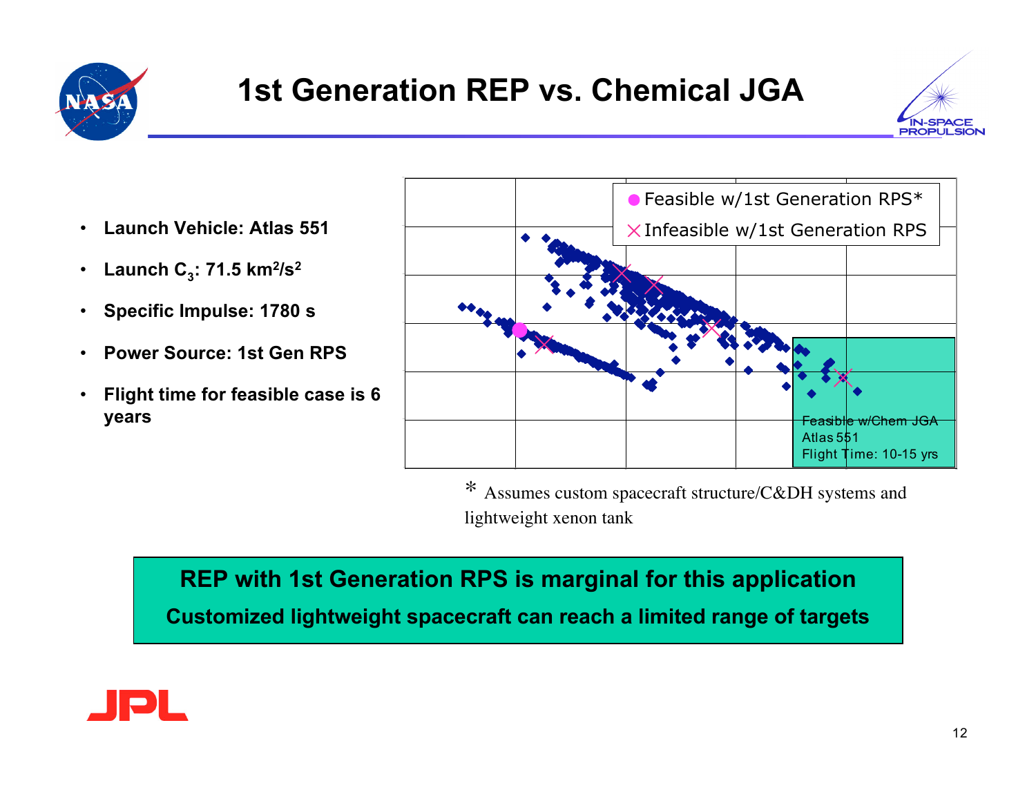# 1st Generation REP vs. Chemical JGA

- **Launch Vehicle: Atlas 551**
- **Launch $C_3$: 71.5 km²/s²**
- **Specific Impulse: 1780 s**
- **Power Source: 1st Gen RPS**
- **Flight time for feasible case is 6 years**

● Feasible w/1st Generation RPS*

× Infeasible w/1st Generation RPS

Feasible w/Chem JGA
Atlas 551
Flight Time: 10-15 yrs

\* Assumes custom spacecraft structure/C&DH systems and lightweight xenon tank

**REP with 1st Generation RPS is marginal for this application**

**Customized lightweight spacecraft can reach a limited range of targets**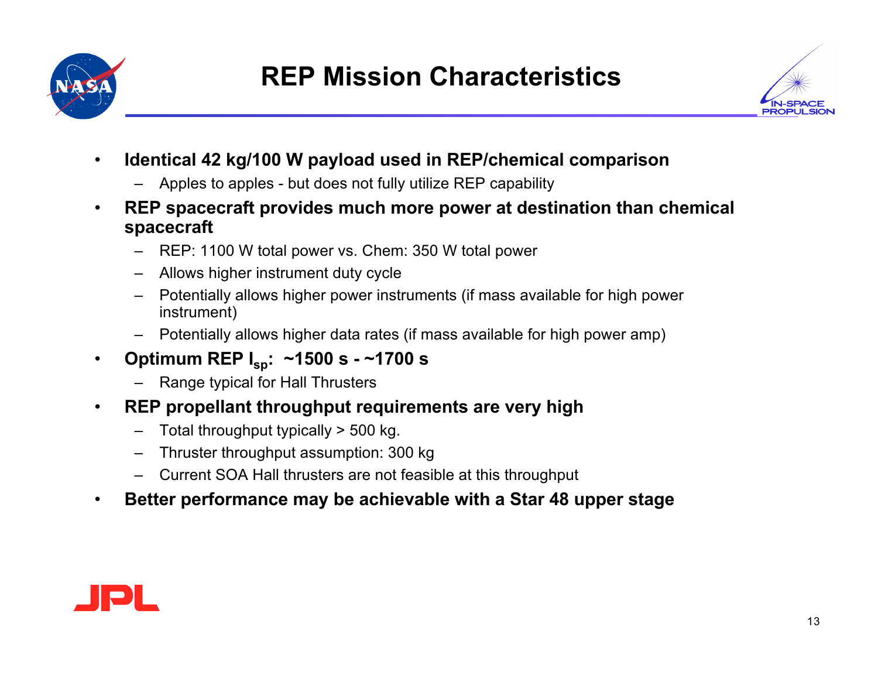# REP Mission Characteristics

- **Identical 42 kg/100 W payload used in REP/chemical comparison**
  - Apples to apples - but does not fully utilize REP capability
- **REP spacecraft provides much more power at destination than chemical spacecraft**
  - REP: 1100 W total power vs. Chem: 350 W total power
  - Allows higher instrument duty cycle
  - Potentially allows higher power instruments (if mass available for high power instrument)
  - Potentially allows higher data rates (if mass available for high power amp)
- **Optimum REP $I_{sp}$: ~1500 s - ~1700 s**
  - Range typical for Hall Thrusters
- **REP propellant throughput requirements are very high**
  - Total throughput typically > 500 kg.
  - Thruster throughput assumption: 300 kg
  - Current SOA Hall thrusters are not feasible at this throughput
- **Better performance may be achievable with a Star 48 upper stage**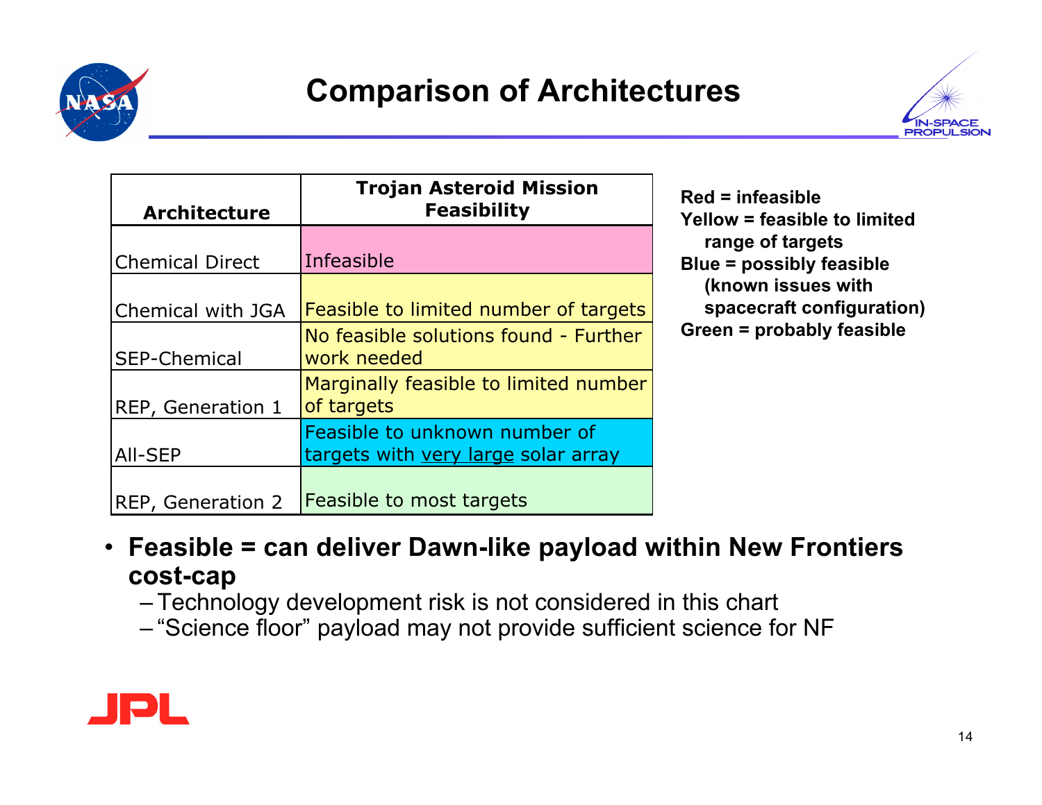# Comparison of Architectures

| Architecture | Trojan Asteroid Mission Feasibility |
|---|---|
| Chemical Direct | Infeasible |
| Chemical with JGA | Feasible to limited number of targets |
| SEP-Chemical | No feasible solutions found - Further work needed |
| REP, Generation 1 | Marginally feasible to limited number of targets |
| All-SEP | Feasible to unknown number of targets with very large solar array |
| REP, Generation 2 | Feasible to most targets |

**Red = infeasible**
**Yellow = feasible to limited range of targets**
**Blue = possibly feasible (known issues with spacecraft configuration)**
**Green = probably feasible**

- **Feasible = can deliver Dawn-like payload within New Frontiers cost-cap**
  - Technology development risk is not considered in this chart
  - "Science floor" payload may not provide sufficient science for NF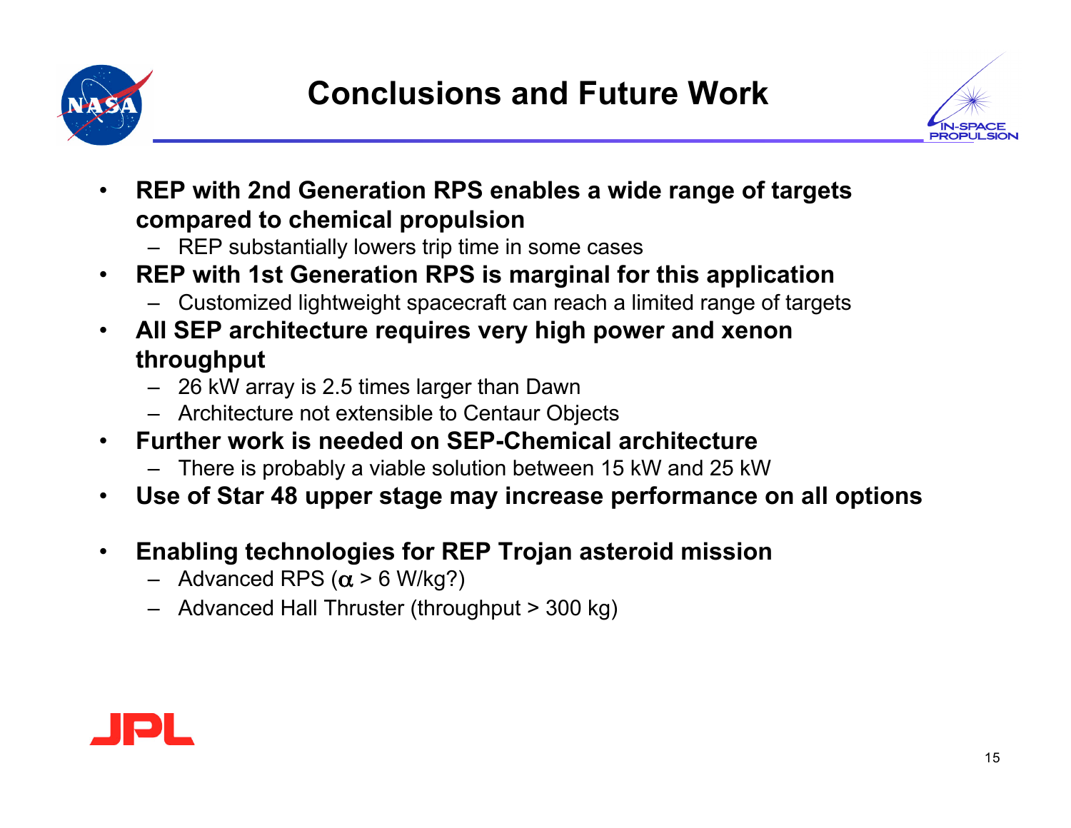# Conclusions and Future Work

- **REP with 2nd Generation RPS enables a wide range of targets compared to chemical propulsion**
  - REP substantially lowers trip time in some cases
- **REP with 1st Generation RPS is marginal for this application**
  - Customized lightweight spacecraft can reach a limited range of targets
- **All SEP architecture requires very high power and xenon throughput**
  - 26 kW array is 2.5 times larger than Dawn
  - Architecture not extensible to Centaur Objects
- **Further work is needed on SEP-Chemical architecture**
  - There is probably a viable solution between 15 kW and 25 kW
- **Use of Star 48 upper stage may increase performance on all options**

- **Enabling technologies for REP Trojan asteroid mission**
  - Advanced RPS ($\alpha$ > 6 W/kg?)
  - Advanced Hall Thruster (throughput > 300 kg)